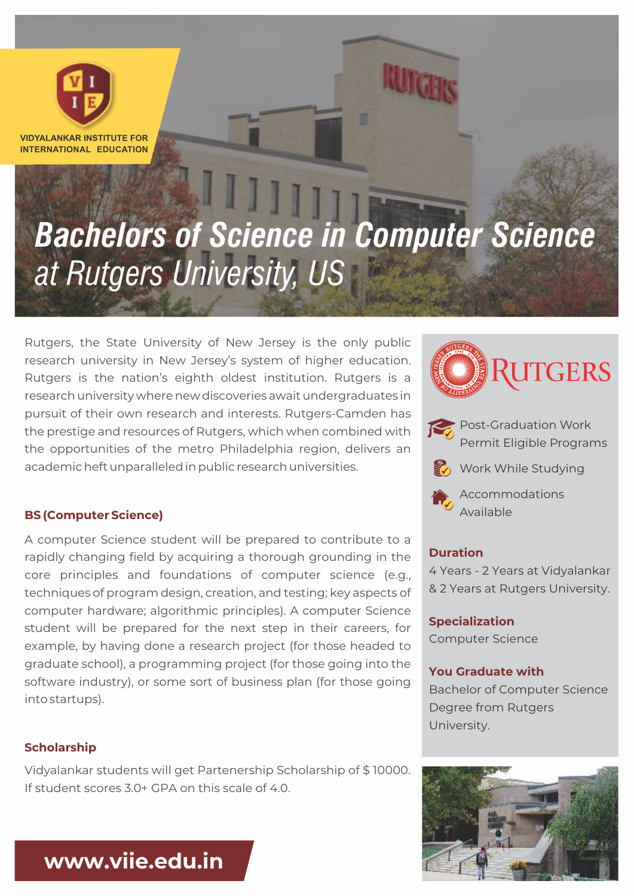VIDYALANKAR INSTITUTE FOR INTERNATIONAL EDUCATION

# *Bachelors of Science in Computer Science at Rutgers University, US*

Rutgers, the State University of New Jersey is the only public research university in New Jersey's system of higher education. Rutgers is the nation's eighth oldest institution. Rutgers is a research university where new discoveries await undergraduates in pursuit of their own research and interests. Rutgers-Camden has the prestige and resources of Rutgers, which when combined with the opportunities of the metro Philadelphia region, delivers an academic heft unparalleled in public research universities.

### BS (Computer Science)

A computer Science student will be prepared to contribute to a rapidly changing field by acquiring a thorough grounding in the core principles and foundations of computer science (e.g., techniques of program design, creation, and testing; key aspects of computer hardware; algorithmic principles). A computer Science student will be prepared for the next step in their careers, for example, by having done a research project (for those headed to graduate school), a programming project (for those going into the software industry), or some sort of business plan (for those going into startups).

### Scholarship

Vidyalankar students will get Partenership Scholarship of $ 10000. If student scores 3.0+ GPA on this scale of 4.0.

RUTGERS

- Post-Graduation Work Permit Eligible Programs
- Work While Studying
- Accommodations Available

### Duration

4 Years - 2 Years at Vidyalankar & 2 Years at Rutgers University.

### Specialization

Computer Science

### You Graduate with

Bachelor of Computer Science Degree from Rutgers University.

**www.viie.edu.in**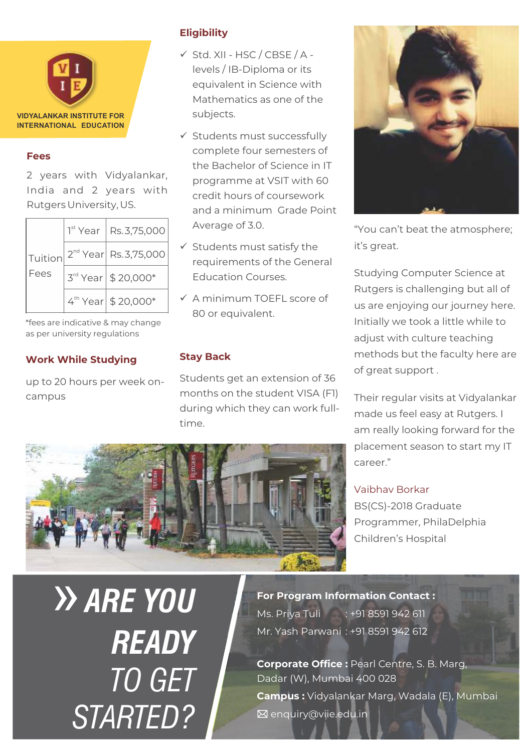VIDYALANKAR INSTITUTE FOR INTERNATIONAL EDUCATION

## Fees

2 years with Vidyalankar, India and 2 years with Rutgers University, US.

| | | |
|---|---|---|
| Tuition Fees | 1st Year | Rs.3,75,000 |
| | 2nd Year | Rs.3,75,000 |
| | 3rd Year | $ 20,000* |
| | 4th Year | $ 20,000* |

*fees are indicative & may change as per university regulations

## Work While Studying

up to 20 hours per week on-campus

## Eligibility

- ✓ Std. XII - HSC / CBSE / A - levels / IB-Diploma or its equivalent in Science with Mathematics as one of the subjects.
- ✓ Students must successfully complete four semesters of the Bachelor of Science in IT programme at VSIT with 60 credit hours of coursework and a minimum Grade Point Average of 3.0.
- ✓ Students must satisfy the requirements of the General Education Courses.
- ✓ A minimum TOEFL score of 80 or equivalent.

## Stay Back

Students get an extension of 36 months on the student VISA (F1) during which they can work full-time.

"You can't beat the atmosphere; it's great.

Studying Computer Science at Rutgers is challenging but all of us are enjoying our journey here. Initially we took a little while to adjust with culture teaching methods but the faculty here are of great support .

Their regular visits at Vidyalankar made us feel easy at Rutgers. I am really looking forward for the placement season to start my IT career."

Vaibhav Borkar
BS(CS)-2018 Graduate
Programmer, PhilaDelphia Children's Hospital

# » ARE YOU READY TO GET STARTED?

**For Program Information Contact :**

Ms. Priya Tuli : +91 8591 942 611

Mr. Yash Parwani : +91 8591 942 612

**Corporate Office :** Pearl Centre, S. B. Marg, Dadar (W), Mumbai 400 028

**Campus :** Vidyalankar Marg, Wadala (E), Mumbai

✉ enquiry@viie.edu.in